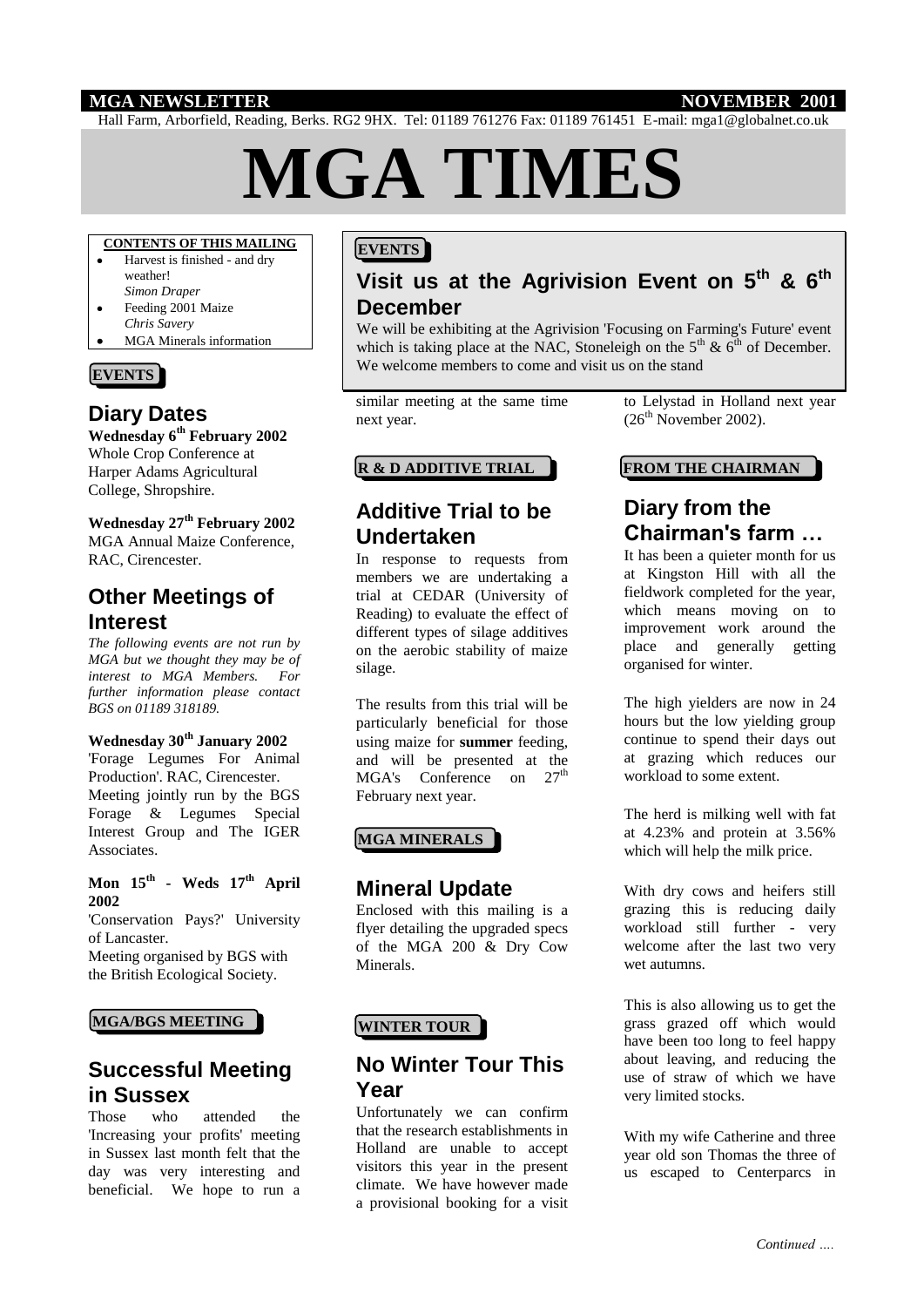**MGA NEWSLETTER** **NOVEMBER 2001**

Hall Farm, Arborfield, Reading, Berks. RG2 9HX. Tel: 01189 761276 Fax: 01189 761451 E-mail: mga1@globalnet.co.uk

# MGA TIMES

**CONTENTS OF THIS MAILING**

- Harvest is finished - and dry weather!
  *Simon Draper*
- Feeding 2001 Maize
  *Chris Savery*
- MGA Minerals information

**EVENTS**

## Visit us at the Agrivision Event on 5th & 6th December

We will be exhibiting at the Agrivision 'Focusing on Farming's Future' event which is taking place at the NAC, Stoneleigh on the 5th & 6th of December. We welcome members to come and visit us on the stand

**EVENTS**

## Diary Dates

**Wednesday 6th February 2002**
Whole Crop Conference at Harper Adams Agricultural College, Shropshire.

**Wednesday 27th February 2002**
MGA Annual Maize Conference, RAC, Cirencester.

## Other Meetings of Interest

*The following events are not run by MGA but we thought they may be of interest to MGA Members. For further information please contact BGS on 01189 318189.*

**Wednesday 30th January 2002**
'Forage Legumes For Animal Production'. RAC, Cirencester.
Meeting jointly run by the BGS Forage & Legumes Special Interest Group and The IGER Associates.

**Mon 15th - Weds 17th April 2002**
'Conservation Pays?' University of Lancaster.
Meeting organised by BGS with the British Ecological Society.

**MGA/BGS MEETING**

## Successful Meeting in Sussex

Those who attended the 'Increasing your profits' meeting in Sussex last month felt that the day was very interesting and beneficial. We hope to run a similar meeting at the same time next year.

**R & D ADDITIVE TRIAL**

## Additive Trial to be Undertaken

In response to requests from members we are undertaking a trial at CEDAR (University of Reading) to evaluate the effect of different types of silage additives on the aerobic stability of maize silage.

The results from this trial will be particularly beneficial for those using maize for **summer** feeding, and will be presented at the MGA's Conference on 27th February next year.

**MGA MINERALS**

## Mineral Update

Enclosed with this mailing is a flyer detailing the upgraded specs of the MGA 200 & Dry Cow Minerals.

**WINTER TOUR**

## No Winter Tour This Year

Unfortunately we can confirm that the research establishments in Holland are unable to accept visitors this year in the present climate. We have however made a provisional booking for a visit to Lelystad in Holland next year (26th November 2002).

**FROM THE CHAIRMAN**

## Diary from the Chairman's farm …

It has been a quieter month for us at Kingston Hill with all the fieldwork completed for the year, which means moving on to improvement work around the place and generally getting organised for winter.

The high yielders are now in 24 hours but the low yielding group continue to spend their days out at grazing which reduces our workload to some extent.

The herd is milking well with fat at 4.23% and protein at 3.56% which will help the milk price.

With dry cows and heifers still grazing this is reducing daily workload still further - very welcome after the last two very wet autumns.

This is also allowing us to get the grass grazed off which would have been too long to feel happy about leaving, and reducing the use of straw of which we have very limited stocks.

With my wife Catherine and three year old son Thomas the three of us escaped to Centerparcs in

*Continued ….*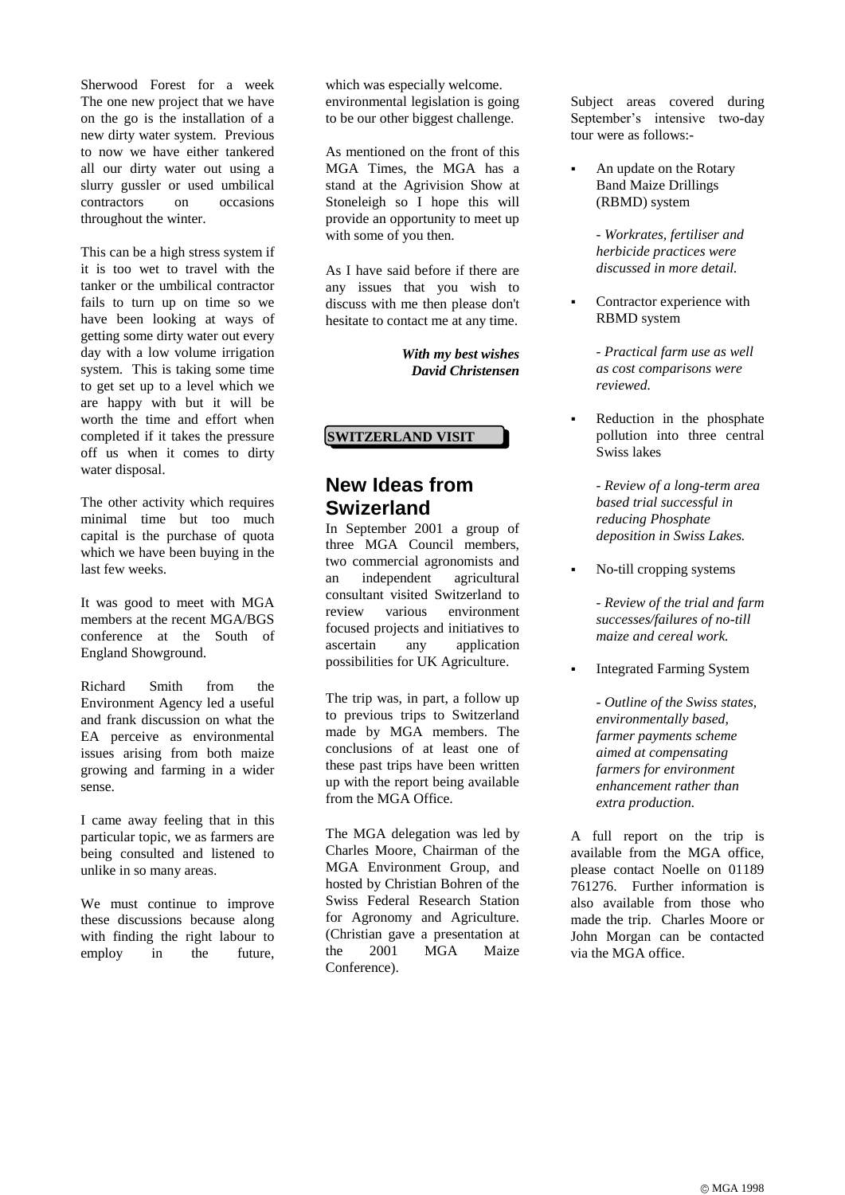Sherwood Forest for a week The one new project that we have on the go is the installation of a new dirty water system. Previous to now we have either tankered all our dirty water out using a slurry gussler or used umbilical contractors on occasions throughout the winter.

This can be a high stress system if it is too wet to travel with the tanker or the umbilical contractor fails to turn up on time so we have been looking at ways of getting some dirty water out every day with a low volume irrigation system. This is taking some time to get set up to a level which we are happy with but it will be worth the time and effort when completed if it takes the pressure off us when it comes to dirty water disposal.

The other activity which requires minimal time but too much capital is the purchase of quota which we have been buying in the last few weeks.

It was good to meet with MGA members at the recent MGA/BGS conference at the South of England Showground.

Richard Smith from the Environment Agency led a useful and frank discussion on what the EA perceive as environmental issues arising from both maize growing and farming in a wider sense.

I came away feeling that in this particular topic, we as farmers are being consulted and listened to unlike in so many areas.

We must continue to improve these discussions because along with finding the right labour to employ in the future, which was especially welcome. environmental legislation is going to be our other biggest challenge.

As mentioned on the front of this MGA Times, the MGA has a stand at the Agrivision Show at Stoneleigh so I hope this will provide an opportunity to meet up with some of you then.

As I have said before if there are any issues that you wish to discuss with me then please don't hesitate to contact me at any time.

***With my best wishes***
***David Christensen***

**SWITZERLAND VISIT**

## New Ideas from Swizerland

In September 2001 a group of three MGA Council members, two commercial agronomists and an independent agricultural consultant visited Switzerland to review various environment focused projects and initiatives to ascertain any application possibilities for UK Agriculture.

The trip was, in part, a follow up to previous trips to Switzerland made by MGA members. The conclusions of at least one of these past trips have been written up with the report being available from the MGA Office.

The MGA delegation was led by Charles Moore, Chairman of the MGA Environment Group, and hosted by Christian Bohren of the Swiss Federal Research Station for Agronomy and Agriculture. (Christian gave a presentation at the 2001 MGA Maize Conference).

Subject areas covered during September's intensive two-day tour were as follows:-

- An update on the Rotary Band Maize Drillings (RBMD) system

  *- Workrates, fertiliser and herbicide practices were discussed in more detail.*

- Contractor experience with RBMD system

  *- Practical farm use as well as cost comparisons were reviewed.*

- Reduction in the phosphate pollution into three central Swiss lakes

  *- Review of a long-term area based trial successful in reducing Phosphate deposition in Swiss Lakes.*

- No-till cropping systems

  *- Review of the trial and farm successes/failures of no-till maize and cereal work.*

- Integrated Farming System

  *- Outline of the Swiss states, environmentally based, farmer payments scheme aimed at compensating farmers for environment enhancement rather than extra production.*

A full report on the trip is available from the MGA office, please contact Noelle on 01189 761276. Further information is also available from those who made the trip. Charles Moore or John Morgan can be contacted via the MGA office.